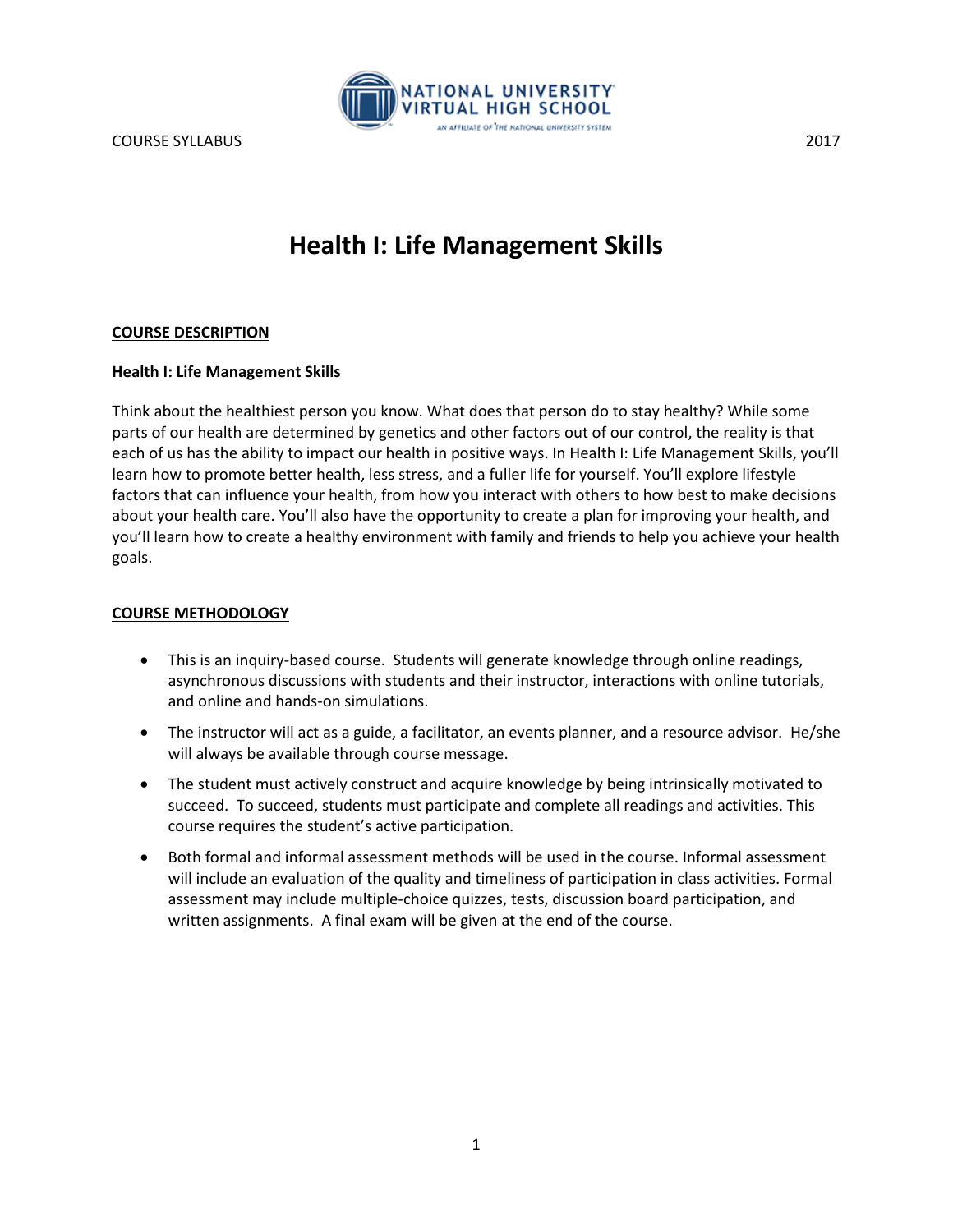COURSE SYLLABUS 2017

# Health I: Life Management Skills

## COURSE DESCRIPTION

**Health I: Life Management Skills**

Think about the healthiest person you know. What does that person do to stay healthy? While some parts of our health are determined by genetics and other factors out of our control, the reality is that each of us has the ability to impact our health in positive ways. In Health I: Life Management Skills, you'll learn how to promote better health, less stress, and a fuller life for yourself. You'll explore lifestyle factors that can influence your health, from how you interact with others to how best to make decisions about your health care. You'll also have the opportunity to create a plan for improving your health, and you'll learn how to create a healthy environment with family and friends to help you achieve your health goals.

## COURSE METHODOLOGY

- This is an inquiry-based course. Students will generate knowledge through online readings, asynchronous discussions with students and their instructor, interactions with online tutorials, and online and hands-on simulations.
- The instructor will act as a guide, a facilitator, an events planner, and a resource advisor. He/she will always be available through course message.
- The student must actively construct and acquire knowledge by being intrinsically motivated to succeed. To succeed, students must participate and complete all readings and activities. This course requires the student's active participation.
- Both formal and informal assessment methods will be used in the course. Informal assessment will include an evaluation of the quality and timeliness of participation in class activities. Formal assessment may include multiple-choice quizzes, tests, discussion board participation, and written assignments. A final exam will be given at the end of the course.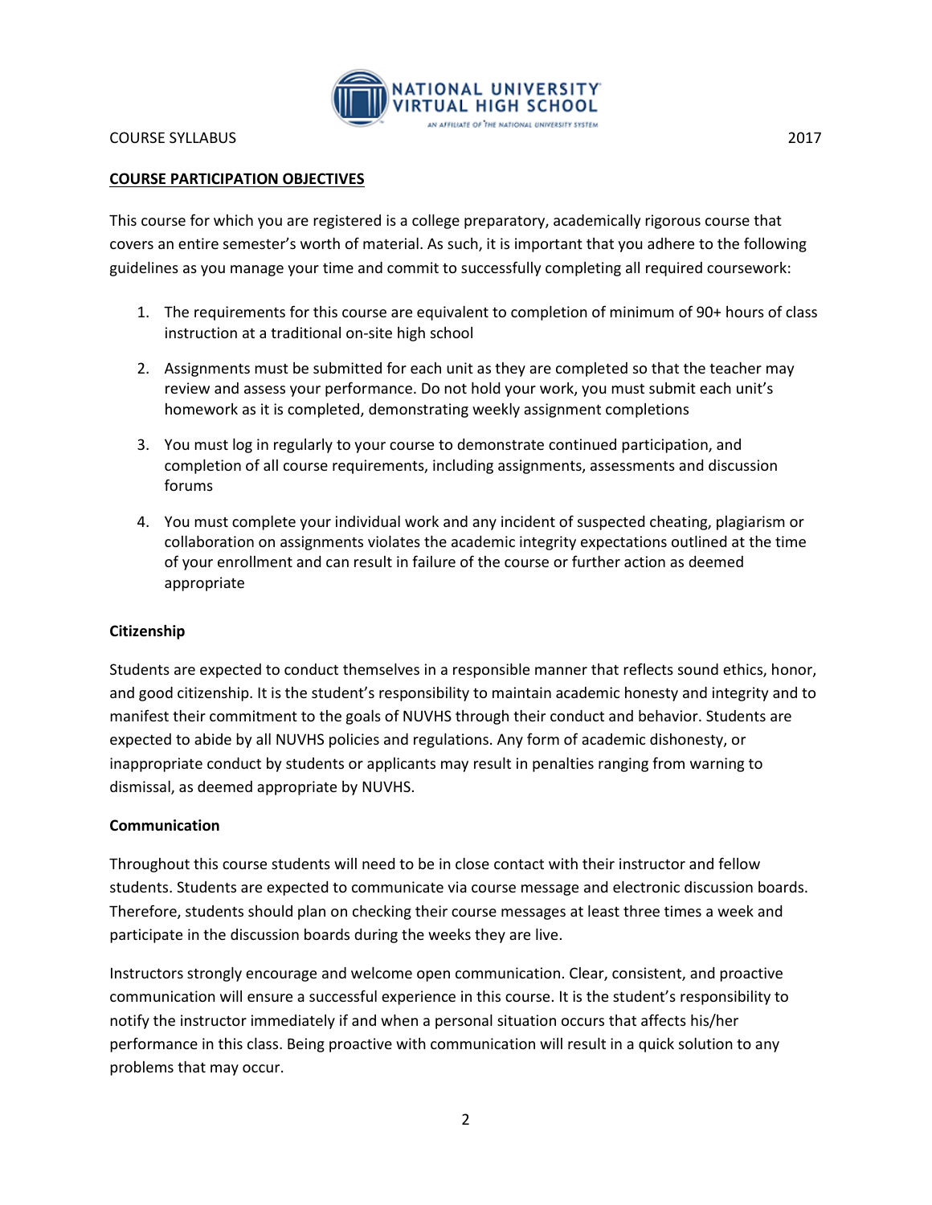## COURSE PARTICIPATION OBJECTIVES

This course for which you are registered is a college preparatory, academically rigorous course that covers an entire semester's worth of material. As such, it is important that you adhere to the following guidelines as you manage your time and commit to successfully completing all required coursework:

1. The requirements for this course are equivalent to completion of minimum of 90+ hours of class instruction at a traditional on-site high school
2. Assignments must be submitted for each unit as they are completed so that the teacher may review and assess your performance. Do not hold your work, you must submit each unit's homework as it is completed, demonstrating weekly assignment completions
3. You must log in regularly to your course to demonstrate continued participation, and completion of all course requirements, including assignments, assessments and discussion forums
4. You must complete your individual work and any incident of suspected cheating, plagiarism or collaboration on assignments violates the academic integrity expectations outlined at the time of your enrollment and can result in failure of the course or further action as deemed appropriate

### Citizenship

Students are expected to conduct themselves in a responsible manner that reflects sound ethics, honor, and good citizenship. It is the student's responsibility to maintain academic honesty and integrity and to manifest their commitment to the goals of NUVHS through their conduct and behavior. Students are expected to abide by all NUVHS policies and regulations. Any form of academic dishonesty, or inappropriate conduct by students or applicants may result in penalties ranging from warning to dismissal, as deemed appropriate by NUVHS.

### Communication

Throughout this course students will need to be in close contact with their instructor and fellow students. Students are expected to communicate via course message and electronic discussion boards. Therefore, students should plan on checking their course messages at least three times a week and participate in the discussion boards during the weeks they are live.

Instructors strongly encourage and welcome open communication. Clear, consistent, and proactive communication will ensure a successful experience in this course. It is the student's responsibility to notify the instructor immediately if and when a personal situation occurs that affects his/her performance in this class. Being proactive with communication will result in a quick solution to any problems that may occur.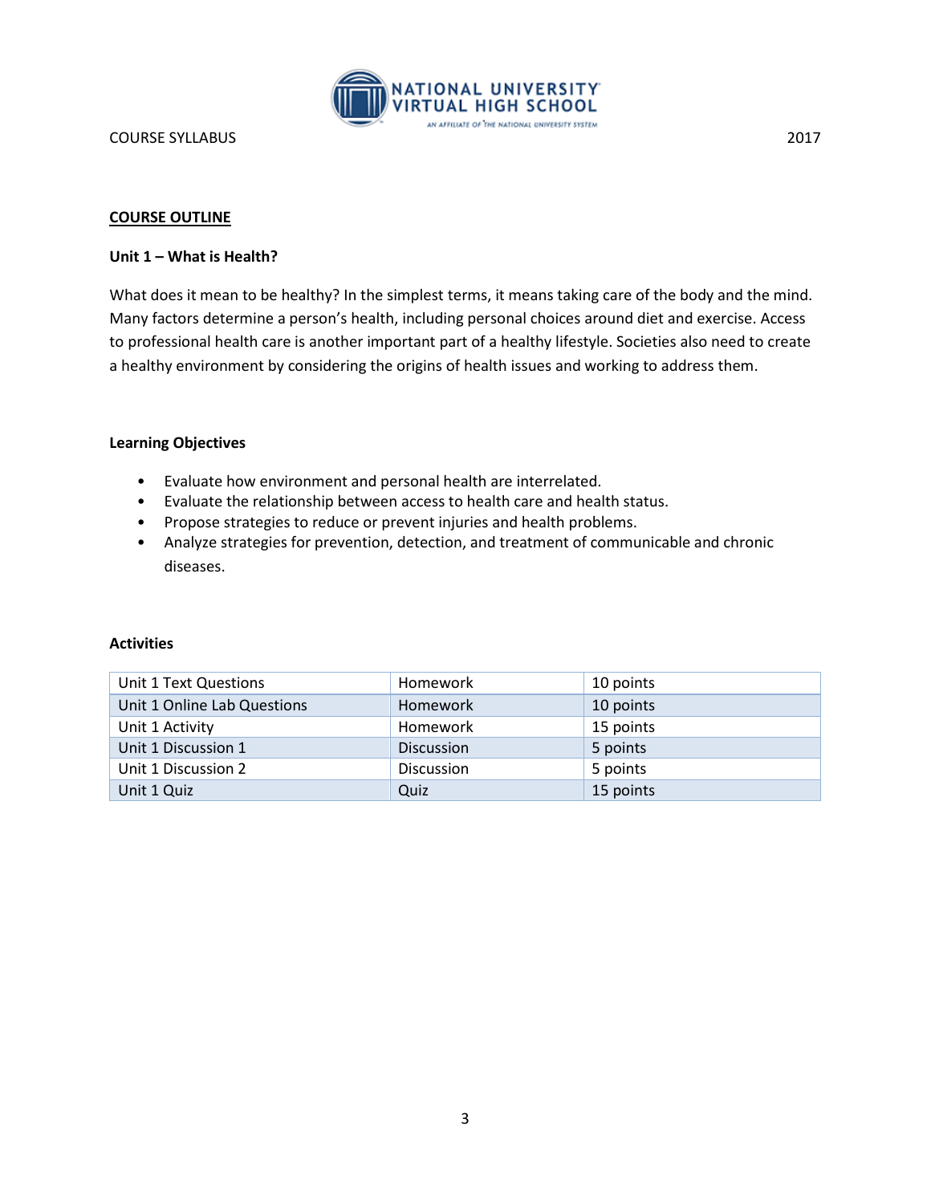## COURSE OUTLINE

### Unit 1 – What is Health?

What does it mean to be healthy? In the simplest terms, it means taking care of the body and the mind. Many factors determine a person's health, including personal choices around diet and exercise. Access to professional health care is another important part of a healthy lifestyle. Societies also need to create a healthy environment by considering the origins of health issues and working to address them.

**Learning Objectives**

- Evaluate how environment and personal health are interrelated.
- Evaluate the relationship between access to health care and health status.
- Propose strategies to reduce or prevent injuries and health problems.
- Analyze strategies for prevention, detection, and treatment of communicable and chronic diseases.

**Activities**

| Activity | Type | Points |
|---|---|---|
| Unit 1 Text Questions | Homework | 10 points |
| Unit 1 Online Lab Questions | Homework | 10 points |
| Unit 1 Activity | Homework | 15 points |
| Unit 1 Discussion 1 | Discussion | 5 points |
| Unit 1 Discussion 2 | Discussion | 5 points |
| Unit 1 Quiz | Quiz | 15 points |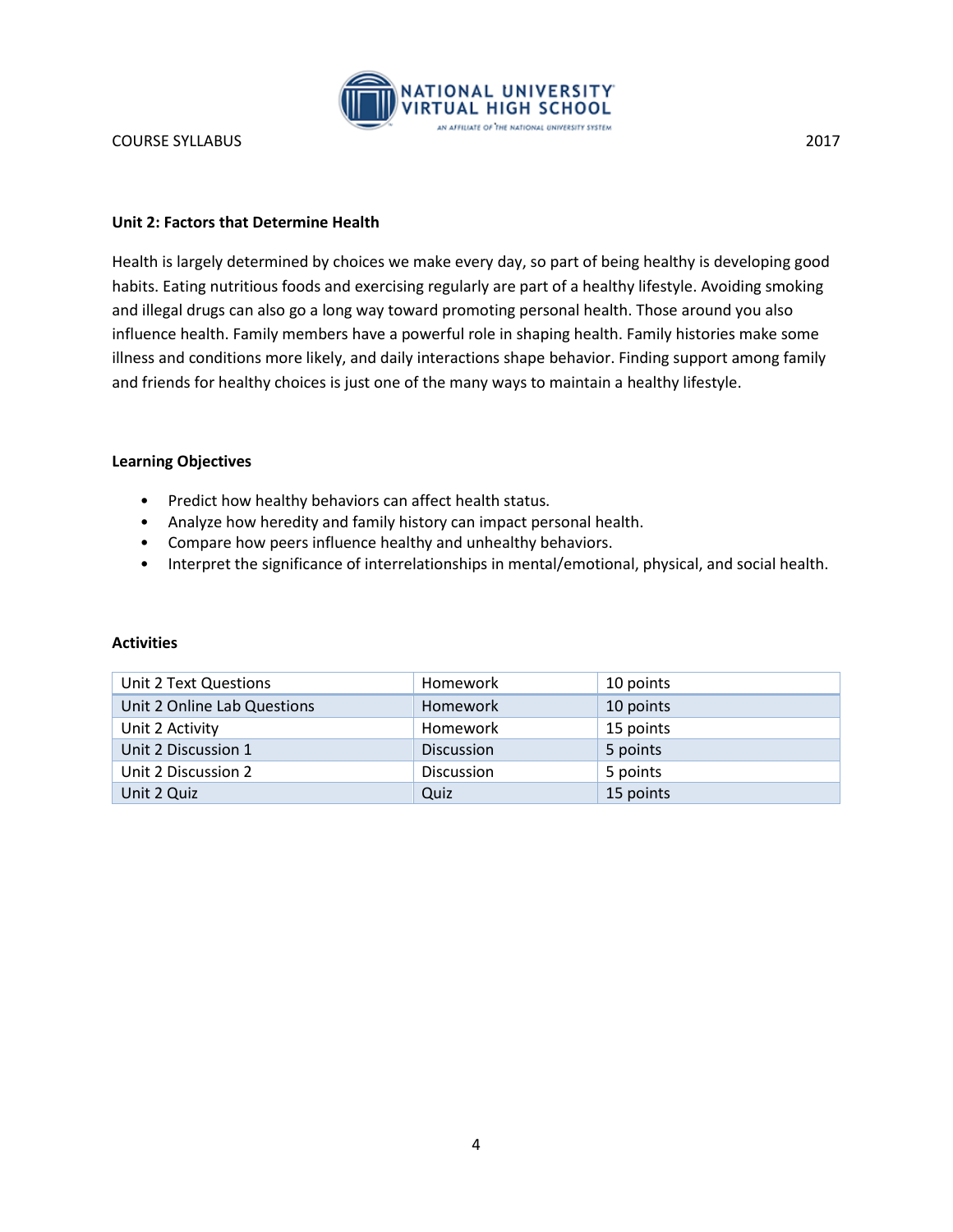## Unit 2: Factors that Determine Health

Health is largely determined by choices we make every day, so part of being healthy is developing good habits. Eating nutritious foods and exercising regularly are part of a healthy lifestyle. Avoiding smoking and illegal drugs can also go a long way toward promoting personal health. Those around you also influence health. Family members have a powerful role in shaping health. Family histories make some illness and conditions more likely, and daily interactions shape behavior. Finding support among family and friends for healthy choices is just one of the many ways to maintain a healthy lifestyle.

### Learning Objectives

- Predict how healthy behaviors can affect health status.
- Analyze how heredity and family history can impact personal health.
- Compare how peers influence healthy and unhealthy behaviors.
- Interpret the significance of interrelationships in mental/emotional, physical, and social health.

### Activities

| Unit 2 Text Questions | Homework | 10 points |
|---|---|---|
| Unit 2 Online Lab Questions | Homework | 10 points |
| Unit 2 Activity | Homework | 15 points |
| Unit 2 Discussion 1 | Discussion | 5 points |
| Unit 2 Discussion 2 | Discussion | 5 points |
| Unit 2 Quiz | Quiz | 15 points |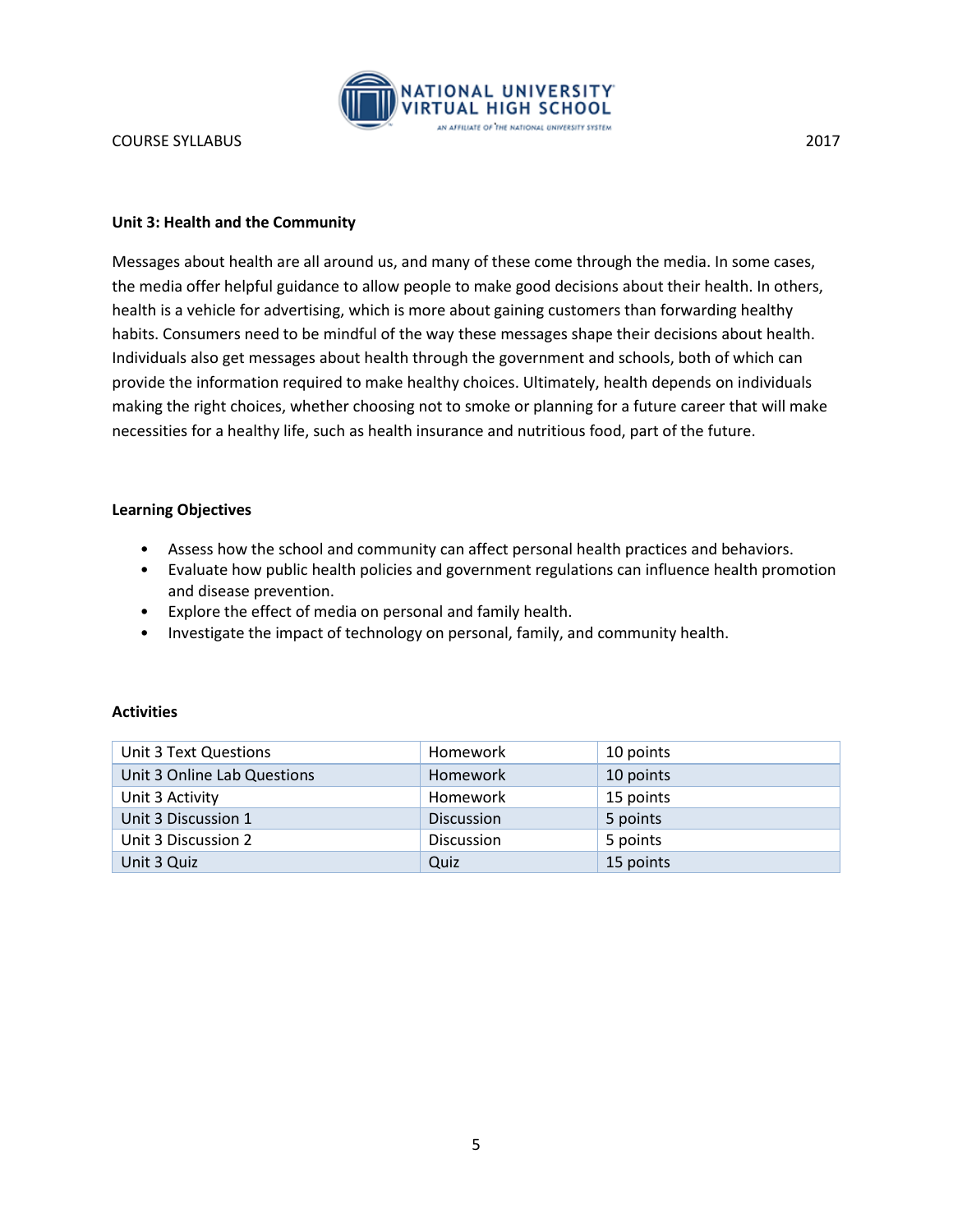### Unit 3: Health and the Community

Messages about health are all around us, and many of these come through the media. In some cases, the media offer helpful guidance to allow people to make good decisions about their health. In others, health is a vehicle for advertising, which is more about gaining customers than forwarding healthy habits. Consumers need to be mindful of the way these messages shape their decisions about health. Individuals also get messages about health through the government and schools, both of which can provide the information required to make healthy choices. Ultimately, health depends on individuals making the right choices, whether choosing not to smoke or planning for a future career that will make necessities for a healthy life, such as health insurance and nutritious food, part of the future.

#### Learning Objectives

- Assess how the school and community can affect personal health practices and behaviors.
- Evaluate how public health policies and government regulations can influence health promotion and disease prevention.
- Explore the effect of media on personal and family health.
- Investigate the impact of technology on personal, family, and community health.

#### Activities

| | | |
|---|---|---|
| Unit 3 Text Questions | Homework | 10 points |
| Unit 3 Online Lab Questions | Homework | 10 points |
| Unit 3 Activity | Homework | 15 points |
| Unit 3 Discussion 1 | Discussion | 5 points |
| Unit 3 Discussion 2 | Discussion | 5 points |
| Unit 3 Quiz | Quiz | 15 points |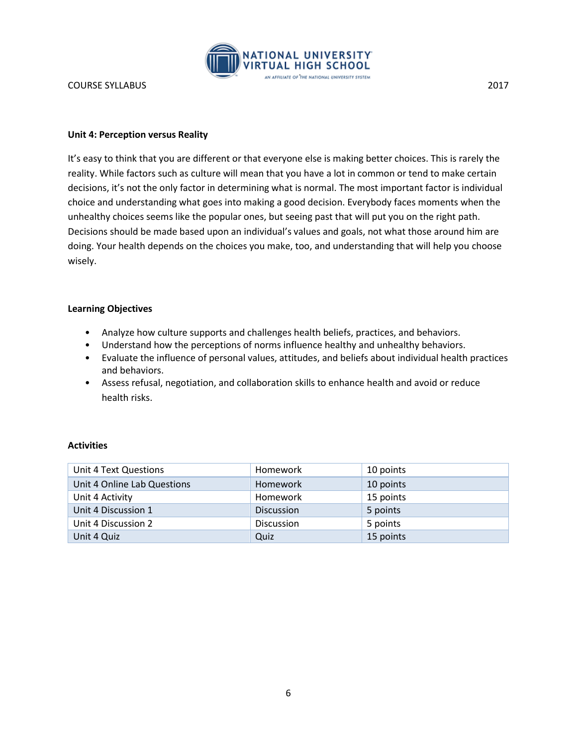## Unit 4: Perception versus Reality

It's easy to think that you are different or that everyone else is making better choices. This is rarely the reality. While factors such as culture will mean that you have a lot in common or tend to make certain decisions, it's not the only factor in determining what is normal. The most important factor is individual choice and understanding what goes into making a good decision. Everybody faces moments when the unhealthy choices seems like the popular ones, but seeing past that will put you on the right path. Decisions should be made based upon an individual's values and goals, not what those around him are doing. Your health depends on the choices you make, too, and understanding that will help you choose wisely.

### Learning Objectives

- Analyze how culture supports and challenges health beliefs, practices, and behaviors.
- Understand how the perceptions of norms influence healthy and unhealthy behaviors.
- Evaluate the influence of personal values, attitudes, and beliefs about individual health practices and behaviors.
- Assess refusal, negotiation, and collaboration skills to enhance health and avoid or reduce health risks.

### Activities

| Activity | Type | Points |
| --- | --- | --- |
| Unit 4 Text Questions | Homework | 10 points |
| Unit 4 Online Lab Questions | Homework | 10 points |
| Unit 4 Activity | Homework | 15 points |
| Unit 4 Discussion 1 | Discussion | 5 points |
| Unit 4 Discussion 2 | Discussion | 5 points |
| Unit 4 Quiz | Quiz | 15 points |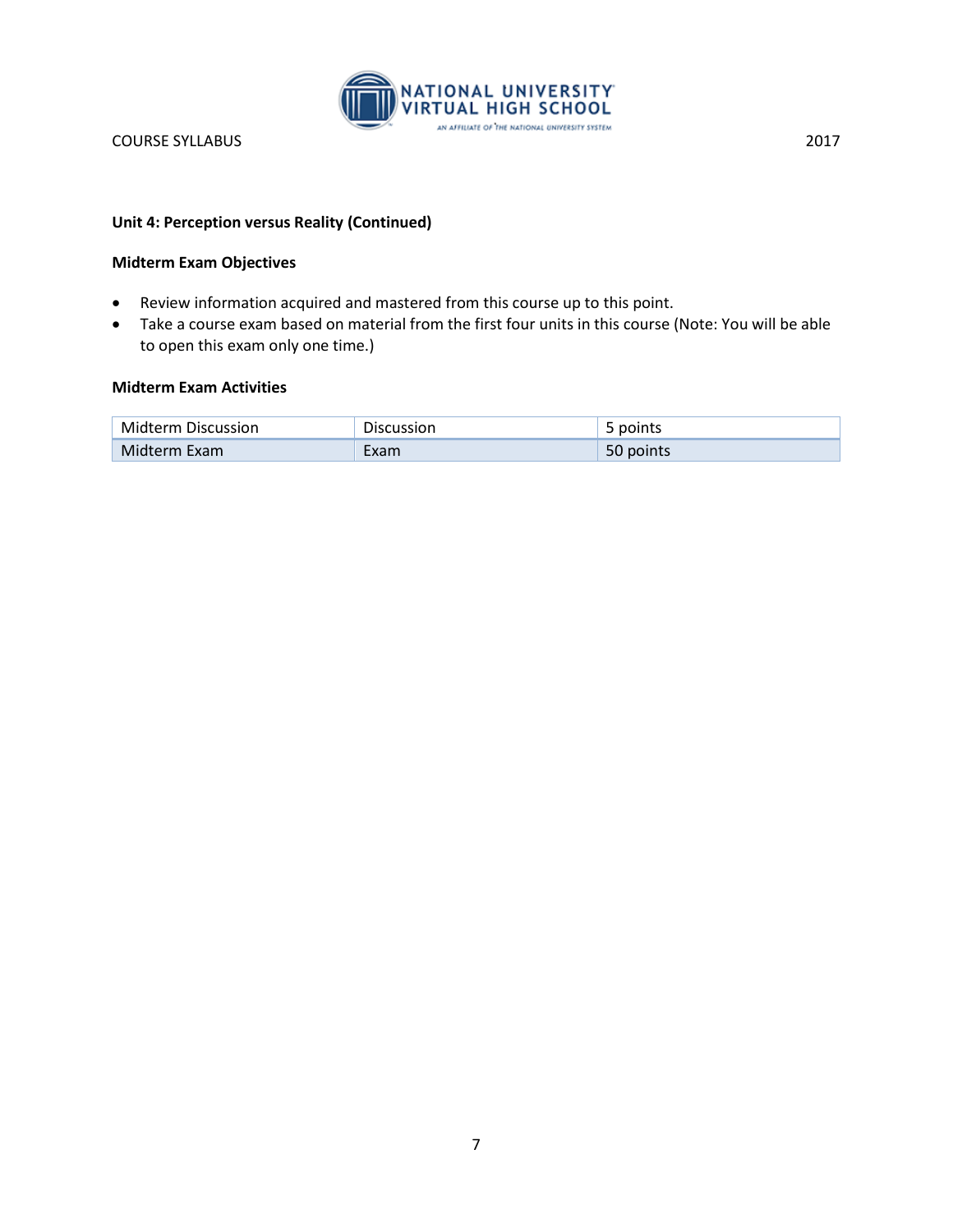### Unit 4: Perception versus Reality (Continued)

#### Midterm Exam Objectives

- Review information acquired and mastered from this course up to this point.
- Take a course exam based on material from the first four units in this course (Note: You will be able to open this exam only one time.)

#### Midterm Exam Activities

| | | |
|---|---|---|
| Midterm Discussion | Discussion | 5 points |
| Midterm Exam | Exam | 50 points |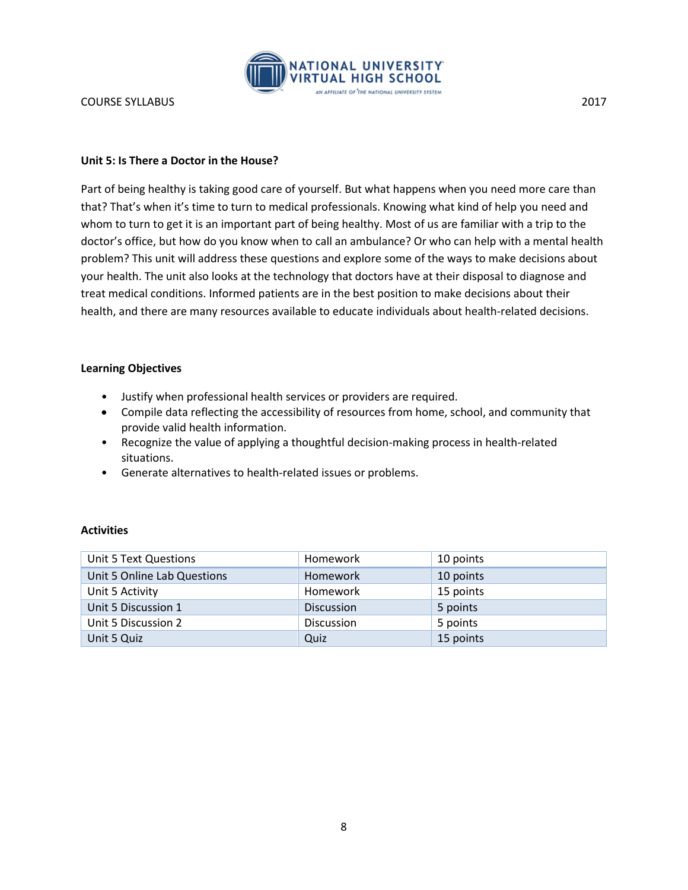### Unit 5: Is There a Doctor in the House?

Part of being healthy is taking good care of yourself. But what happens when you need more care than that? That's when it's time to turn to medical professionals. Knowing what kind of help you need and whom to turn to get it is an important part of being healthy. Most of us are familiar with a trip to the doctor's office, but how do you know when to call an ambulance? Or who can help with a mental health problem? This unit will address these questions and explore some of the ways to make decisions about your health. The unit also looks at the technology that doctors have at their disposal to diagnose and treat medical conditions. Informed patients are in the best position to make decisions about their health, and there are many resources available to educate individuals about health-related decisions.

#### Learning Objectives

- Justify when professional health services or providers are required.
- Compile data reflecting the accessibility of resources from home, school, and community that provide valid health information.
- Recognize the value of applying a thoughtful decision-making process in health-related situations.
- Generate alternatives to health-related issues or problems.

#### Activities

| | | |
|---|---|---|
| Unit 5 Text Questions | Homework | 10 points |
| Unit 5 Online Lab Questions | Homework | 10 points |
| Unit 5 Activity | Homework | 15 points |
| Unit 5 Discussion 1 | Discussion | 5 points |
| Unit 5 Discussion 2 | Discussion | 5 points |
| Unit 5 Quiz | Quiz | 15 points |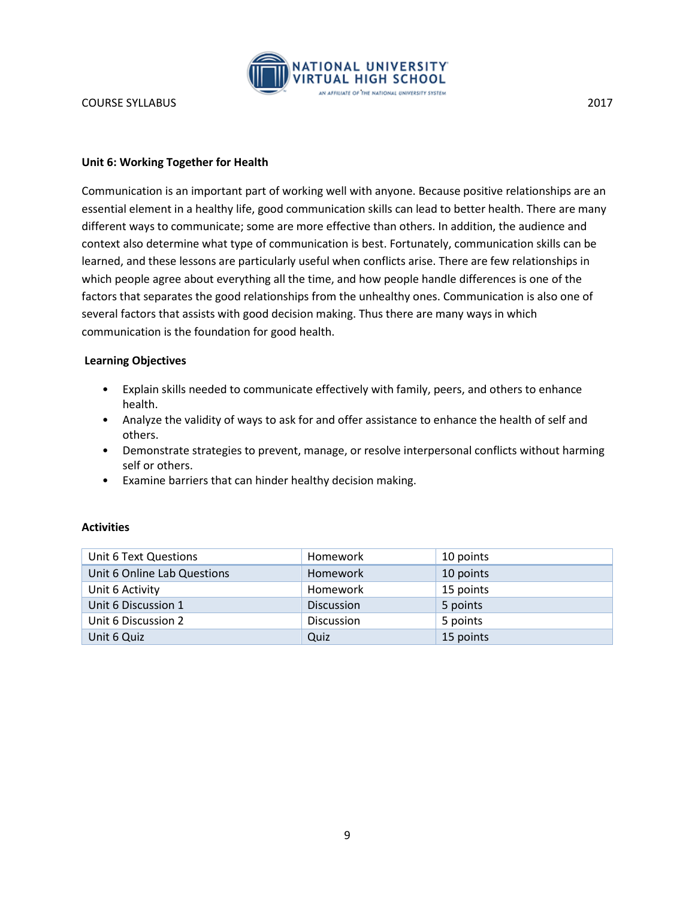**Unit 6: Working Together for Health**

Communication is an important part of working well with anyone. Because positive relationships are an essential element in a healthy life, good communication skills can lead to better health. There are many different ways to communicate; some are more effective than others. In addition, the audience and context also determine what type of communication is best. Fortunately, communication skills can be learned, and these lessons are particularly useful when conflicts arise. There are few relationships in which people agree about everything all the time, and how people handle differences is one of the factors that separates the good relationships from the unhealthy ones. Communication is also one of several factors that assists with good decision making. Thus there are many ways in which communication is the foundation for good health.

**Learning Objectives**

- Explain skills needed to communicate effectively with family, peers, and others to enhance health.
- Analyze the validity of ways to ask for and offer assistance to enhance the health of self and others.
- Demonstrate strategies to prevent, manage, or resolve interpersonal conflicts without harming self or others.
- Examine barriers that can hinder healthy decision making.

**Activities**

| | | |
|---|---|---|
| Unit 6 Text Questions | Homework | 10 points |
| Unit 6 Online Lab Questions | Homework | 10 points |
| Unit 6 Activity | Homework | 15 points |
| Unit 6 Discussion 1 | Discussion | 5 points |
| Unit 6 Discussion 2 | Discussion | 5 points |
| Unit 6 Quiz | Quiz | 15 points |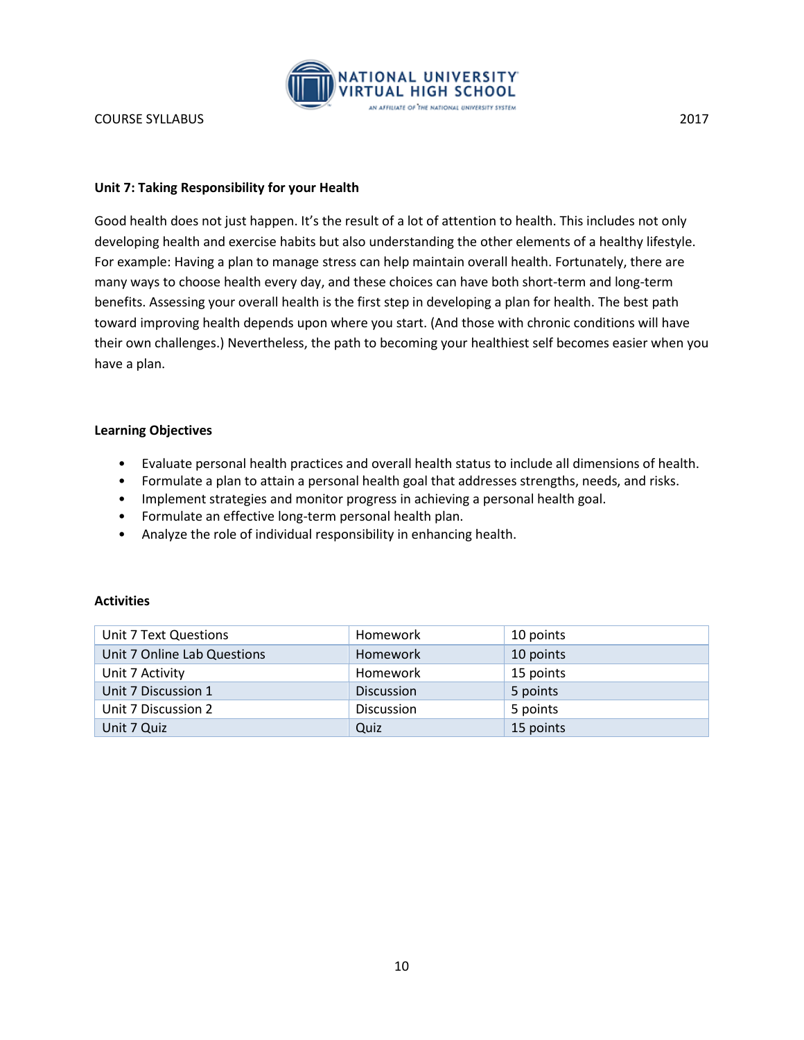### Unit 7: Taking Responsibility for your Health

Good health does not just happen. It's the result of a lot of attention to health. This includes not only developing health and exercise habits but also understanding the other elements of a healthy lifestyle. For example: Having a plan to manage stress can help maintain overall health. Fortunately, there are many ways to choose health every day, and these choices can have both short-term and long-term benefits. Assessing your overall health is the first step in developing a plan for health. The best path toward improving health depends upon where you start. (And those with chronic conditions will have their own challenges.) Nevertheless, the path to becoming your healthiest self becomes easier when you have a plan.

#### Learning Objectives

- Evaluate personal health practices and overall health status to include all dimensions of health.
- Formulate a plan to attain a personal health goal that addresses strengths, needs, and risks.
- Implement strategies and monitor progress in achieving a personal health goal.
- Formulate an effective long-term personal health plan.
- Analyze the role of individual responsibility in enhancing health.

#### Activities

| | | |
|---|---|---|
| Unit 7 Text Questions | Homework | 10 points |
| Unit 7 Online Lab Questions | Homework | 10 points |
| Unit 7 Activity | Homework | 15 points |
| Unit 7 Discussion 1 | Discussion | 5 points |
| Unit 7 Discussion 2 | Discussion | 5 points |
| Unit 7 Quiz | Quiz | 15 points |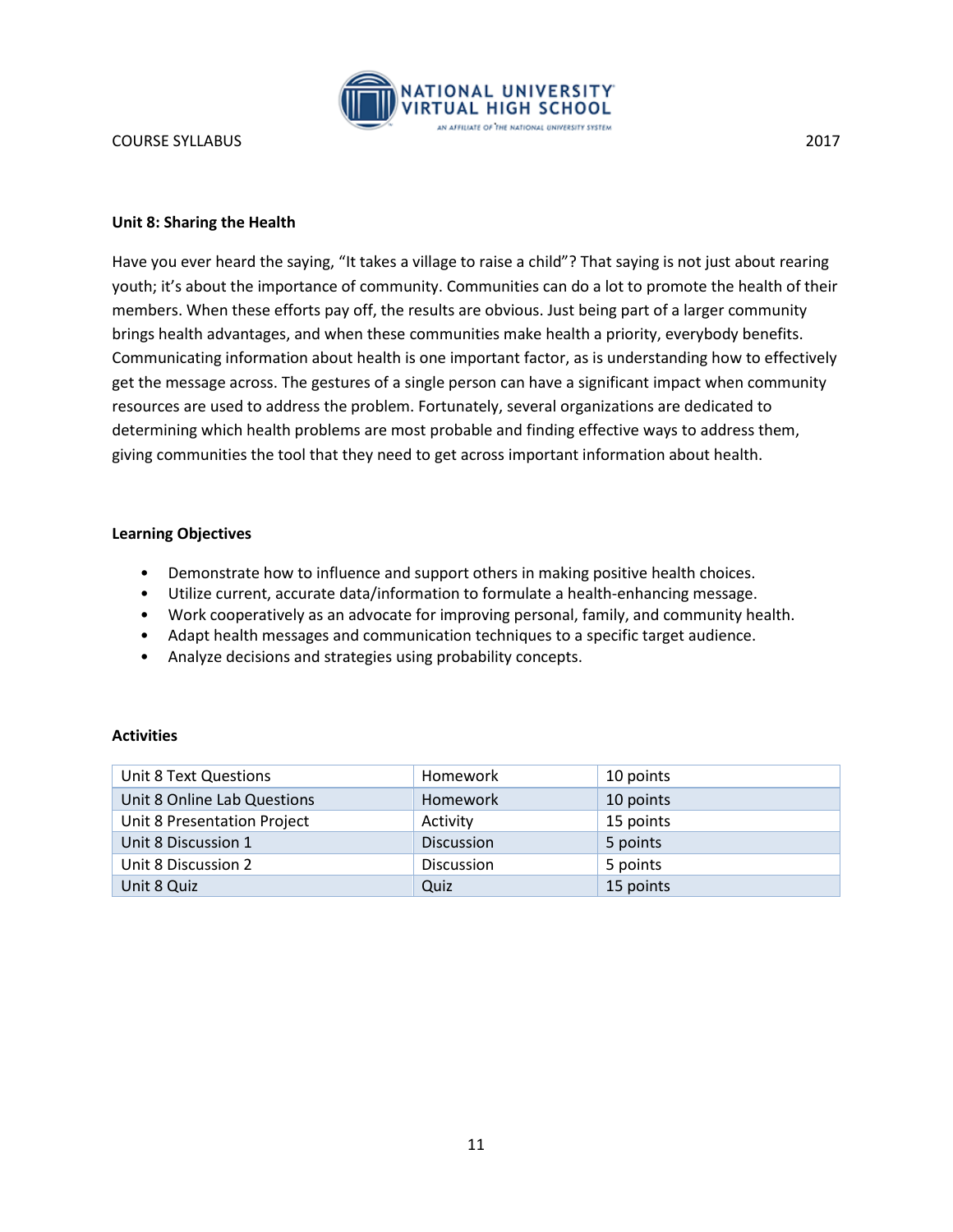## Unit 8: Sharing the Health

Have you ever heard the saying, "It takes a village to raise a child"? That saying is not just about rearing youth; it's about the importance of community. Communities can do a lot to promote the health of their members. When these efforts pay off, the results are obvious. Just being part of a larger community brings health advantages, and when these communities make health a priority, everybody benefits. Communicating information about health is one important factor, as is understanding how to effectively get the message across. The gestures of a single person can have a significant impact when community resources are used to address the problem. Fortunately, several organizations are dedicated to determining which health problems are most probable and finding effective ways to address them, giving communities the tool that they need to get across important information about health.

### Learning Objectives

- Demonstrate how to influence and support others in making positive health choices.
- Utilize current, accurate data/information to formulate a health-enhancing message.
- Work cooperatively as an advocate for improving personal, family, and community health.
- Adapt health messages and communication techniques to a specific target audience.
- Analyze decisions and strategies using probability concepts.

### Activities

| | | |
|---|---|---|
| Unit 8 Text Questions | Homework | 10 points |
| Unit 8 Online Lab Questions | Homework | 10 points |
| Unit 8 Presentation Project | Activity | 15 points |
| Unit 8 Discussion 1 | Discussion | 5 points |
| Unit 8 Discussion 2 | Discussion | 5 points |
| Unit 8 Quiz | Quiz | 15 points |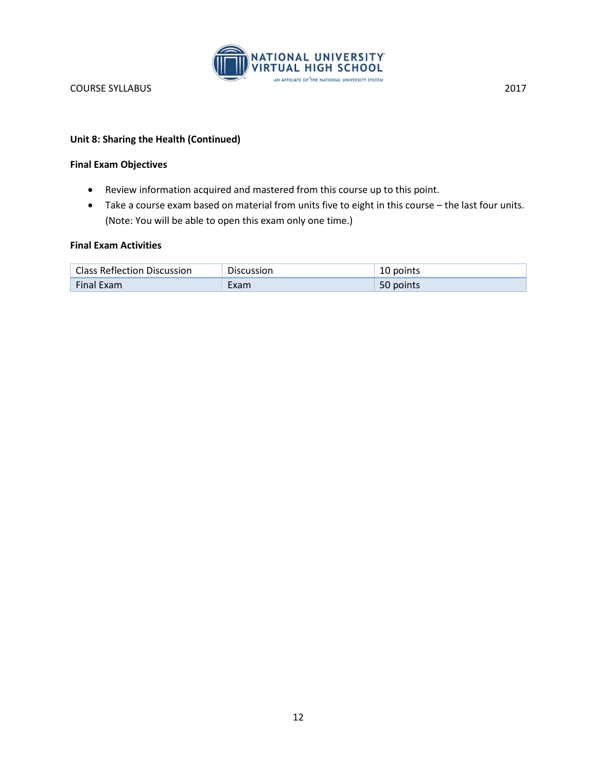**Unit 8: Sharing the Health (Continued)**

**Final Exam Objectives**

- Review information acquired and mastered from this course up to this point.
- Take a course exam based on material from units five to eight in this course – the last four units. (Note: You will be able to open this exam only one time.)

**Final Exam Activities**

| | | |
|---|---|---|
| Class Reflection Discussion | Discussion | 10 points |
| Final Exam | Exam | 50 points |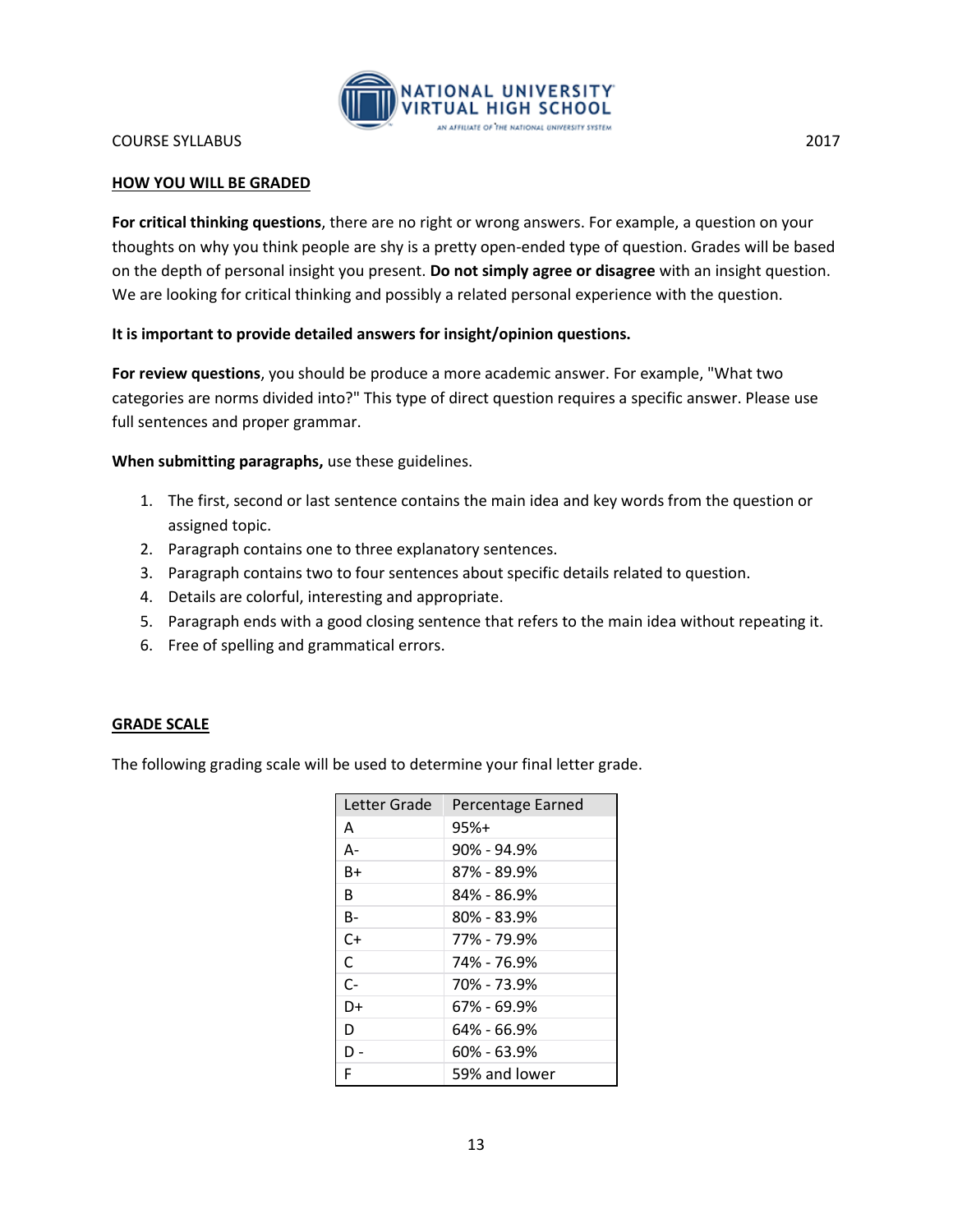## HOW YOU WILL BE GRADED

**For critical thinking questions**, there are no right or wrong answers. For example, a question on your thoughts on why you think people are shy is a pretty open-ended type of question. Grades will be based on the depth of personal insight you present. **Do not simply agree or disagree** with an insight question. We are looking for critical thinking and possibly a related personal experience with the question.

**It is important to provide detailed answers for insight/opinion questions.**

**For review questions**, you should be produce a more academic answer. For example, "What two categories are norms divided into?" This type of direct question requires a specific answer. Please use full sentences and proper grammar.

**When submitting paragraphs,** use these guidelines.

1. The first, second or last sentence contains the main idea and key words from the question or assigned topic.
2. Paragraph contains one to three explanatory sentences.
3. Paragraph contains two to four sentences about specific details related to question.
4. Details are colorful, interesting and appropriate.
5. Paragraph ends with a good closing sentence that refers to the main idea without repeating it.
6. Free of spelling and grammatical errors.

## GRADE SCALE

The following grading scale will be used to determine your final letter grade.

| Letter Grade | Percentage Earned |
| --- | --- |
| A | 95%+ |
| A- | 90% - 94.9% |
| B+ | 87% - 89.9% |
| B | 84% - 86.9% |
| B- | 80% - 83.9% |
| C+ | 77% - 79.9% |
| C | 74% - 76.9% |
| C- | 70% - 73.9% |
| D+ | 67% - 69.9% |
| D | 64% - 66.9% |
| D - | 60% - 63.9% |
| F | 59% and lower |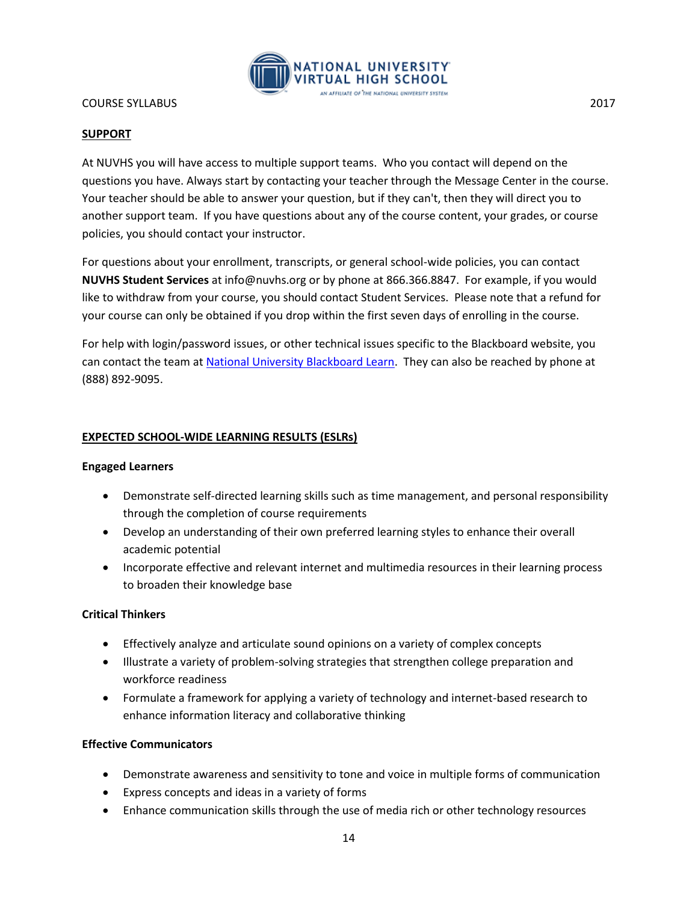## SUPPORT

At NUVHS you will have access to multiple support teams. Who you contact will depend on the questions you have. Always start by contacting your teacher through the Message Center in the course. Your teacher should be able to answer your question, but if they can't, then they will direct you to another support team. If you have questions about any of the course content, your grades, or course policies, you should contact your instructor.

For questions about your enrollment, transcripts, or general school-wide policies, you can contact **NUVHS Student Services** at info@nuvhs.org or by phone at 866.366.8847. For example, if you would like to withdraw from your course, you should contact Student Services. Please note that a refund for your course can only be obtained if you drop within the first seven days of enrolling in the course.

For help with login/password issues, or other technical issues specific to the Blackboard website, you can contact the team at National University Blackboard Learn. They can also be reached by phone at (888) 892-9095.

## EXPECTED SCHOOL-WIDE LEARNING RESULTS (ESLRs)

**Engaged Learners**

- Demonstrate self-directed learning skills such as time management, and personal responsibility through the completion of course requirements
- Develop an understanding of their own preferred learning styles to enhance their overall academic potential
- Incorporate effective and relevant internet and multimedia resources in their learning process to broaden their knowledge base

**Critical Thinkers**

- Effectively analyze and articulate sound opinions on a variety of complex concepts
- Illustrate a variety of problem-solving strategies that strengthen college preparation and workforce readiness
- Formulate a framework for applying a variety of technology and internet-based research to enhance information literacy and collaborative thinking

**Effective Communicators**

- Demonstrate awareness and sensitivity to tone and voice in multiple forms of communication
- Express concepts and ideas in a variety of forms
- Enhance communication skills through the use of media rich or other technology resources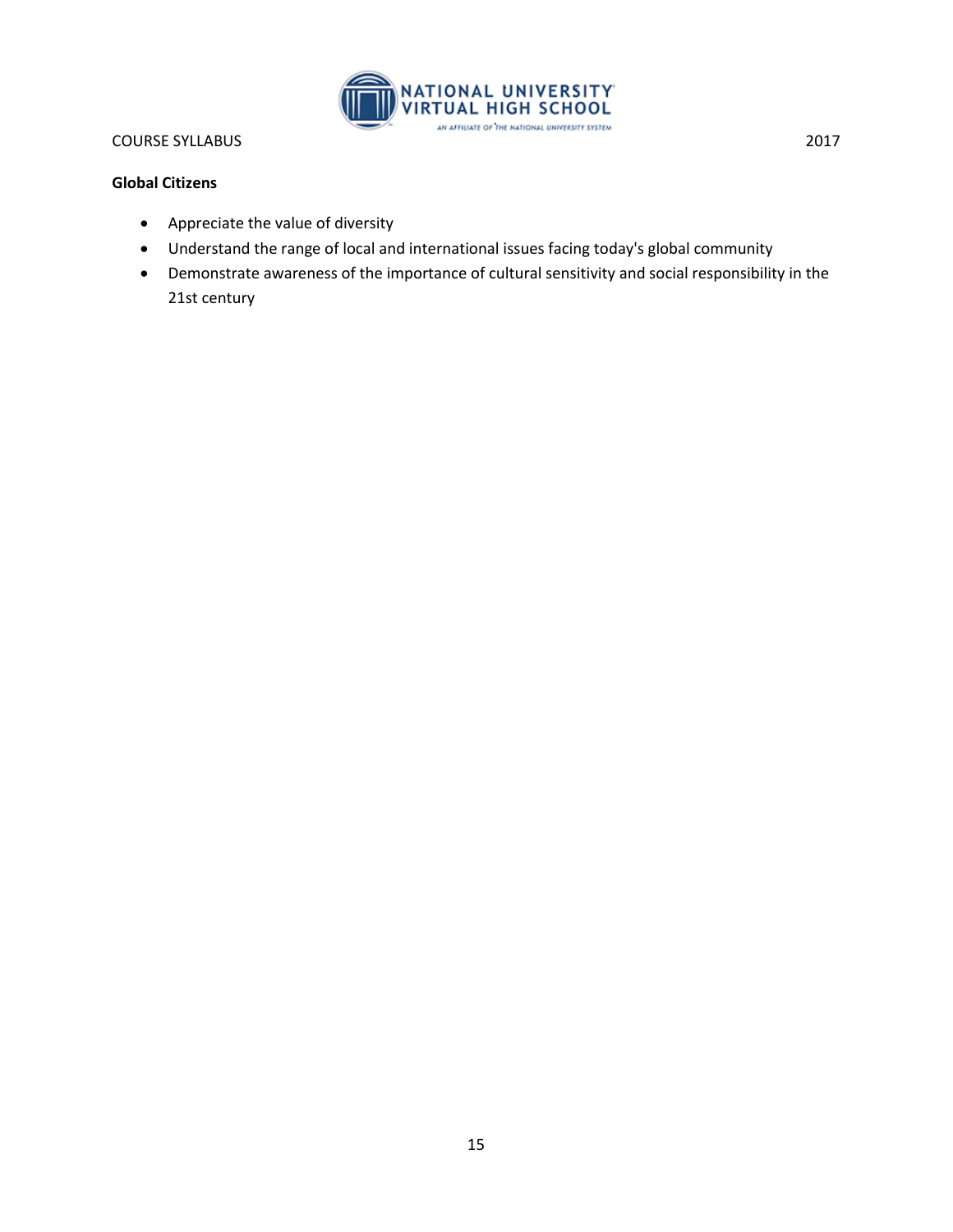**Global Citizens**

- Appreciate the value of diversity
- Understand the range of local and international issues facing today's global community
- Demonstrate awareness of the importance of cultural sensitivity and social responsibility in the 21st century